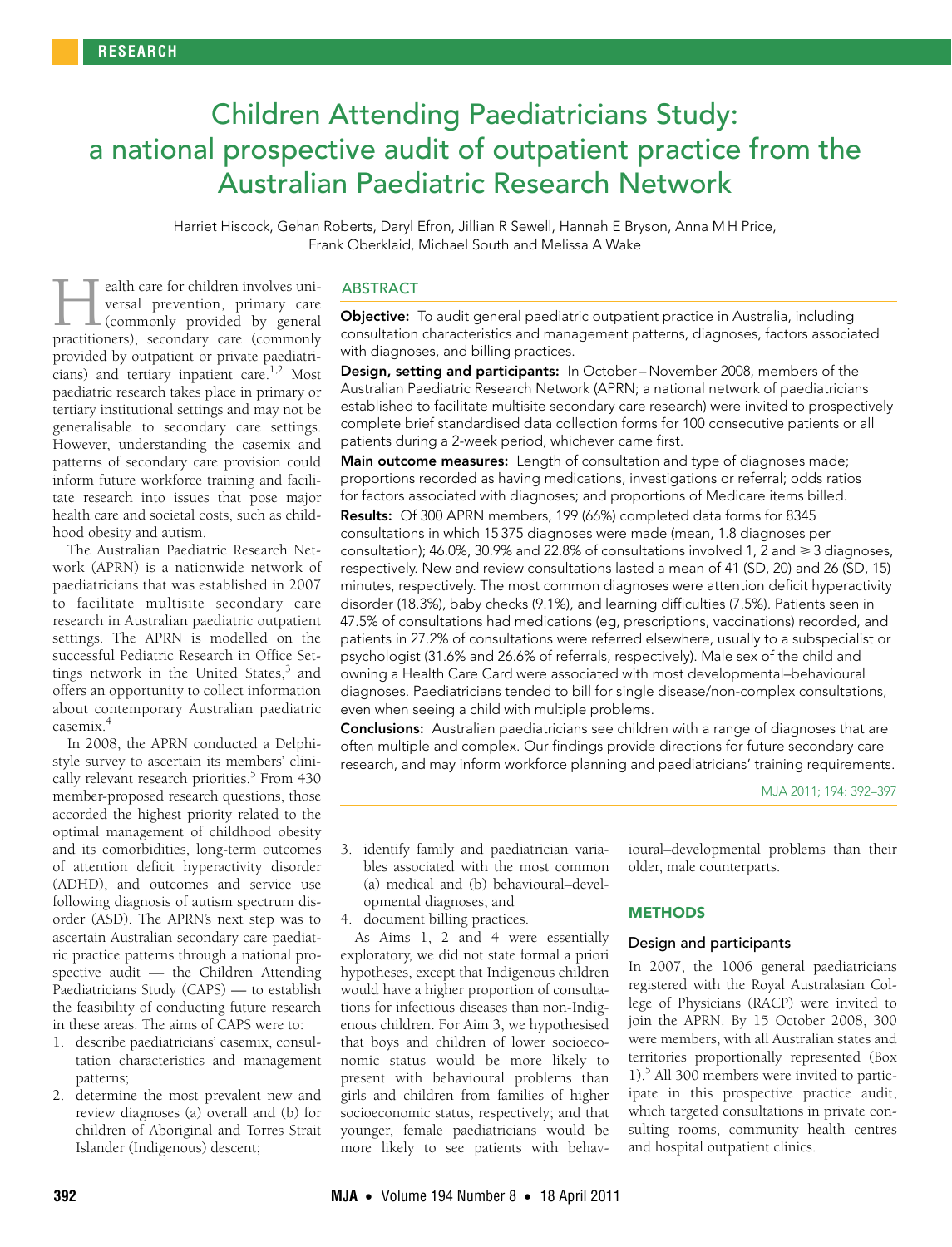RESEARCH

# Children Attending Paediatricians Study: a national prospective audit of outpatient practice from the Australian Paediatric Research Network

Harriet Hiscock, Gehan Roberts, Daryl Efron, Jillian R Sewell, Hannah E Bryson, Anna M H Price, Frank Oberklaid, Michael South and Melissa A Wake

## ABSTRACT

**Objective:** To audit general paediatric outpatient practice in Australia, including consultation characteristics and management patterns, diagnoses, factors associated with diagnoses, and billing practices.

**Design, setting and participants:** In October – November 2008, members of the Australian Paediatric Research Network (APRN; a national network of paediatricians established to facilitate multisite secondary care research) were invited to prospectively complete brief standardised data collection forms for 100 consecutive patients or all patients during a 2-week period, whichever came first.

**Main outcome measures:** Length of consultation and type of diagnoses made; proportions recorded as having medications, investigations or referral; odds ratios for factors associated with diagnoses; and proportions of Medicare items billed.

**Results:** Of 300 APRN members, 199 (66%) completed data forms for 8345 consultations in which 15 375 diagnoses were made (mean, 1.8 diagnoses per consultation); 46.0%, 30.9% and 22.8% of consultations involved 1, 2 and ≥ 3 diagnoses, respectively. New and review consultations lasted a mean of 41 (SD, 20) and 26 (SD, 15) minutes, respectively. The most common diagnoses were attention deficit hyperactivity disorder (18.3%), baby checks (9.1%), and learning difficulties (7.5%). Patients seen in 47.5% of consultations had medications (eg, prescriptions, vaccinations) recorded, and patients in 27.2% of consultations were referred elsewhere, usually to a subspecialist or psychologist (31.6% and 26.6% of referrals, respectively). Male sex of the child and owning a Health Care Card were associated with most developmental–behavioural diagnoses. Paediatricians tended to bill for single disease/non-complex consultations, even when seeing a child with multiple problems.

**Conclusions:** Australian paediatricians see children with a range of diagnoses that are often multiple and complex. Our findings provide directions for future secondary care research, and may inform workforce planning and paediatricians' training requirements.

MJA 2011; 194: 392–397

Health care for children involves universal prevention, primary care (commonly provided by general practitioners), secondary care (commonly provided by outpatient or private paediatricians) and tertiary inpatient care.[1,2] Most paediatric research takes place in primary or tertiary institutional settings and may not be generalisable to secondary care settings. However, understanding the casemix and patterns of secondary care provision could inform future workforce training and facilitate research into issues that pose major health care and societal costs, such as childhood obesity and autism.

The Australian Paediatric Research Network (APRN) is a nationwide network of paediatricians that was established in 2007 to facilitate multisite secondary care research in Australian paediatric outpatient settings. The APRN is modelled on the successful Pediatric Research in Office Settings network in the United States,[3] and offers an opportunity to collect information about contemporary Australian paediatric casemix.[4]

In 2008, the APRN conducted a Delphi-style survey to ascertain its members' clinically relevant research priorities.[5] From 430 member-proposed research questions, those accorded the highest priority related to the optimal management of childhood obesity and its comorbidities, long-term outcomes of attention deficit hyperactivity disorder (ADHD), and outcomes and service use following diagnosis of autism spectrum disorder (ASD). The APRN's next step was to ascertain Australian secondary care paediatric practice patterns through a national prospective audit — the Children Attending Paediatricians Study (CAPS) — to establish the feasibility of conducting future research in these areas. The aims of CAPS were to:

1. describe paediatricians' casemix, consultation characteristics and management patterns;
2. determine the most prevalent new and review diagnoses (a) overall and (b) for children of Aboriginal and Torres Strait Islander (Indigenous) descent;
3. identify family and paediatrician variables associated with the most common (a) medical and (b) behavioural–developmental diagnoses; and
4. document billing practices.

As Aims 1, 2 and 4 were essentially exploratory, we did not state formal a priori hypotheses, except that Indigenous children would have a higher proportion of consultations for infectious diseases than non-Indigenous children. For Aim 3, we hypothesised that boys and children of lower socioeconomic status would be more likely to present with behavioural problems than girls and children from families of higher socioeconomic status, respectively; and that younger, female paediatricians would be more likely to see patients with behavioural–developmental problems than their older, male counterparts.

## METHODS

### Design and participants

In 2007, the 1006 general paediatricians registered with the Royal Australasian College of Physicians (RACP) were invited to join the APRN. By 15 October 2008, 300 were members, with all Australian states and territories proportionally represented (Box 1).[5] All 300 members were invited to participate in this prospective practice audit, which targeted consultations in private consulting rooms, community health centres and hospital outpatient clinics.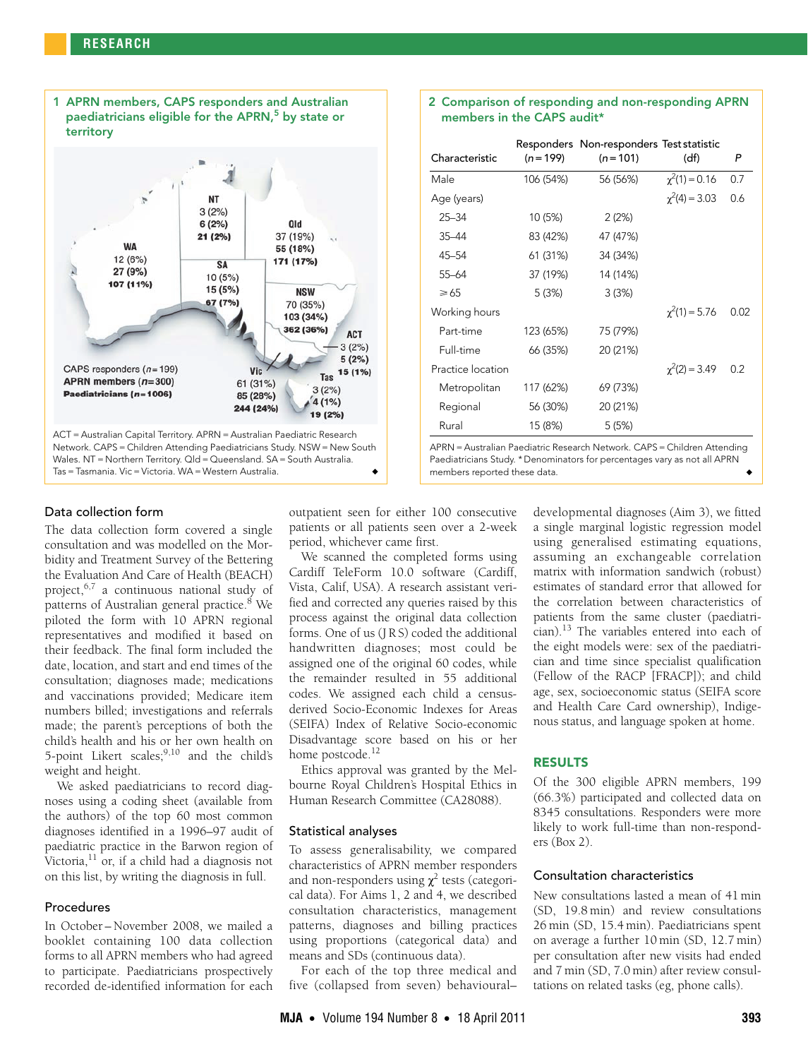**1 APRN members, CAPS responders and Australian paediatricians eligible for the APRN,[5] by state or territory**

| State/territory | CAPS responders (n = 199) | APRN members (n = 300) | Paediatricians (n = 1006) |
|---|---|---|---|
| NT | 3 (2%) | 6 (2%) | 21 (2%) |
| Qld | 37 (19%) | 55 (18%) | 171 (17%) |
| WA | 12 (6%) | 27 (9%) | 107 (11%) |
| SA | 10 (5%) | 15 (5%) | 67 (7%) |
| NSW | 70 (35%) | 103 (34%) | 362 (36%) |
| ACT | 3 (2%) | 5 (2%) | 15 (1%) |
| Vic | 61 (31%) | 85 (28%) | 244 (24%) |
| Tas | 3 (2%) | 4 (1%) | 19 (2%) |

ACT = Australian Capital Territory. APRN = Australian Paediatric Research Network. CAPS = Children Attending Paediatricians Study. NSW = New South Wales. NT = Northern Territory. Qld = Queensland. SA = South Australia. Tas = Tasmania. Vic = Victoria. WA = Western Australia. ◆

**2 Comparison of responding and non-responding APRN members in the CAPS audit***

| Characteristic | Responders (n = 199) | Non-responders (n = 101) | Test statistic (df) | P |
|---|---|---|---|---|
| Male | 106 (54%) | 56 (56%) | $\chi^2(1) = 0.16$ | 0.7 |
| Age (years) | | | $\chi^2(4) = 3.03$ | 0.6 |
| 25–34 | 10 (5%) | 2 (2%) | | |
| 35–44 | 83 (42%) | 47 (47%) | | |
| 45–54 | 61 (31%) | 34 (34%) | | |
| 55–64 | 37 (19%) | 14 (14%) | | |
| ≥ 65 | 5 (3%) | 3 (3%) | | |
| Working hours | | | $\chi^2(1) = 5.76$ | 0.02 |
| Part-time | 123 (65%) | 75 (79%) | | |
| Full-time | 66 (35%) | 20 (21%) | | |
| Practice location | | | $\chi^2(2) = 3.49$ | 0.2 |
| Metropolitan | 117 (62%) | 69 (73%) | | |
| Regional | 56 (30%) | 20 (21%) | | |
| Rural | 15 (8%) | 5 (5%) | | |

APRN = Australian Paediatric Research Network. CAPS = Children Attending Paediatricians Study. * Denominators for percentages vary as not all APRN members reported these data. ◆

### Data collection form

The data collection form covered a single consultation and was modelled on the Morbidity and Treatment Survey of the Bettering the Evaluation And Care of Health (BEACH) project,[6,7] a continuous national study of patterns of Australian general practice.[8] We piloted the form with 10 APRN regional representatives and modified it based on their feedback. The final form included the date, location, and start and end times of the consultation; diagnoses made; medications and vaccinations provided; Medicare item numbers billed; investigations and referrals made; the parent's perceptions of both the child's health and his or her own health on 5-point Likert scales;[9,10] and the child's weight and height.

We asked paediatricians to record diagnoses using a coding sheet (available from the authors) of the top 60 most common diagnoses identified in a 1996–97 audit of paediatric practice in the Barwon region of Victoria,[11] or, if a child had a diagnosis not on this list, by writing the diagnosis in full.

### Procedures

In October – November 2008, we mailed a booklet containing 100 data collection forms to all APRN members who had agreed to participate. Paediatricians prospectively recorded de-identified information for each outpatient seen for either 100 consecutive patients or all patients seen over a 2-week period, whichever came first.

We scanned the completed forms using Cardiff TeleForm 10.0 software (Cardiff, Vista, Calif, USA). A research assistant verified and corrected any queries raised by this process against the original data collection forms. One of us (J R S) coded the additional handwritten diagnoses; most could be assigned one of the original 60 codes, while the remainder resulted in 55 additional codes. We assigned each child a census-derived Socio-Economic Indexes for Areas (SEIFA) Index of Relative Socio-economic Disadvantage score based on his or her home postcode.[12]

Ethics approval was granted by the Melbourne Royal Children's Hospital Ethics in Human Research Committee (CA28088).

### Statistical analyses

To assess generalisability, we compared characteristics of APRN member responders and non-responders using $\chi^2$ tests (categorical data). For Aims 1, 2 and 4, we described consultation characteristics, management patterns, diagnoses and billing practices using proportions (categorical data) and means and SDs (continuous data).

For each of the top three medical and five (collapsed from seven) behavioural–developmental diagnoses (Aim 3), we fitted a single marginal logistic regression model using generalised estimating equations, assuming an exchangeable correlation matrix with information sandwich (robust) estimates of standard error that allowed for the correlation between characteristics of patients from the same cluster (paediatrician).[13] The variables entered into each of the eight models were: sex of the paediatrician and time since specialist qualification (Fellow of the RACP [FRACP]); and child age, sex, socioeconomic status (SEIFA score and Health Care Card ownership), Indigenous status, and language spoken at home.

## RESULTS

Of the 300 eligible APRN members, 199 (66.3%) participated and collected data on 8345 consultations. Responders were more likely to work full-time than non-responders (Box 2).

### Consultation characteristics

New consultations lasted a mean of 41 min (SD, 19.8 min) and review consultations 26 min (SD, 15.4 min). Paediatricians spent on average a further 10 min (SD, 12.7 min) per consultation after new visits had ended and 7 min (SD, 7.0 min) after review consultations on related tasks (eg, phone calls).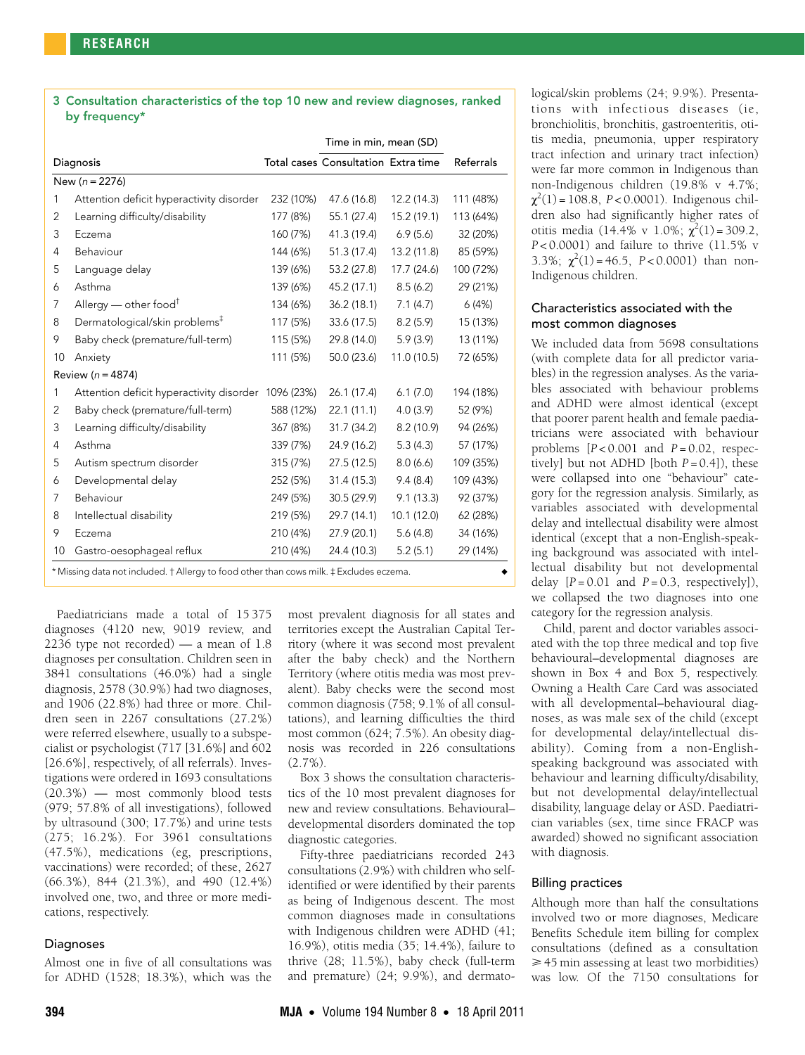**3 Consultation characteristics of the top 10 new and review diagnoses, ranked by frequency***

| Diagnosis | | Total cases | Time in min, mean (SD) | | Referrals |
|---|---|---|---|---|---|
| | | | Consultation | Extra time | |
| New (*n* = 2276) | | | | | |
| 1 | Attention deficit hyperactivity disorder | 232 (10%) | 47.6 (16.8) | 12.2 (14.3) | 111 (48%) |
| 2 | Learning difficulty/disability | 177 (8%) | 55.1 (27.4) | 15.2 (19.1) | 113 (64%) |
| 3 | Eczema | 160 (7%) | 41.3 (19.4) | 6.9 (5.6) | 32 (20%) |
| 4 | Behaviour | 144 (6%) | 51.3 (17.4) | 13.2 (11.8) | 85 (59%) |
| 5 | Language delay | 139 (6%) | 53.2 (27.8) | 17.7 (24.6) | 100 (72%) |
| 6 | Asthma | 139 (6%) | 45.2 (17.1) | 8.5 (6.2) | 29 (21%) |
| 7 | Allergy — other food† | 134 (6%) | 36.2 (18.1) | 7.1 (4.7) | 6 (4%) |
| 8 | Dermatological/skin problems‡ | 117 (5%) | 33.6 (17.5) | 8.2 (5.9) | 15 (13%) |
| 9 | Baby check (premature/full-term) | 115 (5%) | 29.8 (14.0) | 5.9 (3.9) | 13 (11%) |
| 10 | Anxiety | 111 (5%) | 50.0 (23.6) | 11.0 (10.5) | 72 (65%) |
| Review (*n* = 4874) | | | | | |
| 1 | Attention deficit hyperactivity disorder | 1096 (23%) | 26.1 (17.4) | 6.1 (7.0) | 194 (18%) |
| 2 | Baby check (premature/full-term) | 588 (12%) | 22.1 (11.1) | 4.0 (3.9) | 52 (9%) |
| 3 | Learning difficulty/disability | 367 (8%) | 31.7 (34.2) | 8.2 (10.9) | 94 (26%) |
| 4 | Asthma | 339 (7%) | 24.9 (16.2) | 5.3 (4.3) | 57 (17%) |
| 5 | Autism spectrum disorder | 315 (7%) | 27.5 (12.5) | 8.0 (6.6) | 109 (35%) |
| 6 | Developmental delay | 252 (5%) | 31.4 (15.3) | 9.4 (8.4) | 109 (43%) |
| 7 | Behaviour | 249 (5%) | 30.5 (29.9) | 9.1 (13.3) | 92 (37%) |
| 8 | Intellectual disability | 219 (5%) | 29.7 (14.1) | 10.1 (12.0) | 62 (28%) |
| 9 | Eczema | 210 (4%) | 27.9 (20.1) | 5.6 (4.8) | 34 (16%) |
| 10 | Gastro-oesophageal reflux | 210 (4%) | 24.4 (10.3) | 5.2 (5.1) | 29 (14%) |

\* Missing data not included. † Allergy to food other than cows milk. ‡ Excludes eczema.

Paediatricians made a total of 15 375 diagnoses (4120 new, 9019 review, and 2236 type not recorded) — a mean of 1.8 diagnoses per consultation. Children seen in 3841 consultations (46.0%) had a single diagnosis, 2578 (30.9%) had two diagnoses, and 1906 (22.8%) had three or more. Children seen in 2267 consultations (27.2%) were referred elsewhere, usually to a subspecialist or psychologist (717 [31.6%] and 602 [26.6%], respectively, of all referrals). Investigations were ordered in 1693 consultations (20.3%) — most commonly blood tests (979; 57.8% of all investigations), followed by ultrasound (300; 17.7%) and urine tests (275; 16.2%). For 3961 consultations (47.5%), medications (eg, prescriptions, vaccinations) were recorded; of these, 2627 (66.3%), 844 (21.3%), and 490 (12.4%) involved one, two, and three or more medications, respectively.

### Diagnoses

Almost one in five of all consultations was for ADHD (1528; 18.3%), which was the most prevalent diagnosis for all states and territories except the Australian Capital Territory (where it was second most prevalent after the baby check) and the Northern Territory (where otitis media was most prevalent). Baby checks were the second most common diagnosis (758; 9.1% of all consultations), and learning difficulties the third most common (624; 7.5%). An obesity diagnosis was recorded in 226 consultations (2.7%).

Box 3 shows the consultation characteristics of the 10 most prevalent diagnoses for new and review consultations. Behavioural–developmental disorders dominated the top diagnostic categories.

Fifty-three paediatricians recorded 243 consultations (2.9%) with children who self-identified or were identified by their parents as being of Indigenous descent. The most common diagnoses made in consultations with Indigenous children were ADHD (41; 16.9%), otitis media (35; 14.4%), failure to thrive (28; 11.5%), baby check (full-term and premature) (24; 9.9%), and dermatological/skin problems (24; 9.9%). Presentations with infectious diseases (ie, bronchiolitis, bronchitis, gastroenteritis, otitis media, pneumonia, upper respiratory tract infection and urinary tract infection) were far more common in Indigenous than non-Indigenous children (19.8% v 4.7%; $\chi^2(1) = 108.8$, $P < 0.0001$). Indigenous children also had significantly higher rates of otitis media (14.4% v 1.0%; $\chi^2(1) = 309.2$, $P < 0.0001$) and failure to thrive (11.5% v 3.3%; $\chi^2(1) = 46.5$, $P < 0.0001$) than non-Indigenous children.

### Characteristics associated with the most common diagnoses

We included data from 5698 consultations (with complete data for all predictor variables) in the regression analyses. As the variables associated with behaviour problems and ADHD were almost identical (except that poorer parent health and female paediatricians were associated with behaviour problems [$P < 0.001$ and $P = 0.02$, respectively] but not ADHD [both $P = 0.4$]), these were collapsed into one "behaviour" category for the regression analysis. Similarly, as variables associated with developmental delay and intellectual disability were almost identical (except that a non-English-speaking background was associated with intellectual disability but not developmental delay [$P = 0.01$ and $P = 0.3$, respectively]), we collapsed the two diagnoses into one category for the regression analysis.

Child, parent and doctor variables associated with the top three medical and top five behavioural–developmental diagnoses are shown in Box 4 and Box 5, respectively. Owning a Health Care Card was associated with all developmental–behavioural diagnoses, as was male sex of the child (except for developmental delay/intellectual disability). Coming from a non-English-speaking background was associated with behaviour and learning difficulty/disability, but not developmental delay/intellectual disability, language delay or ASD. Paediatrician variables (sex, time since FRACP was awarded) showed no significant association with diagnosis.

### Billing practices

Although more than half the consultations involved two or more diagnoses, Medicare Benefits Schedule item billing for complex consultations (defined as a consultation ⩾ 45 min assessing at least two morbidities) was low. Of the 7150 consultations for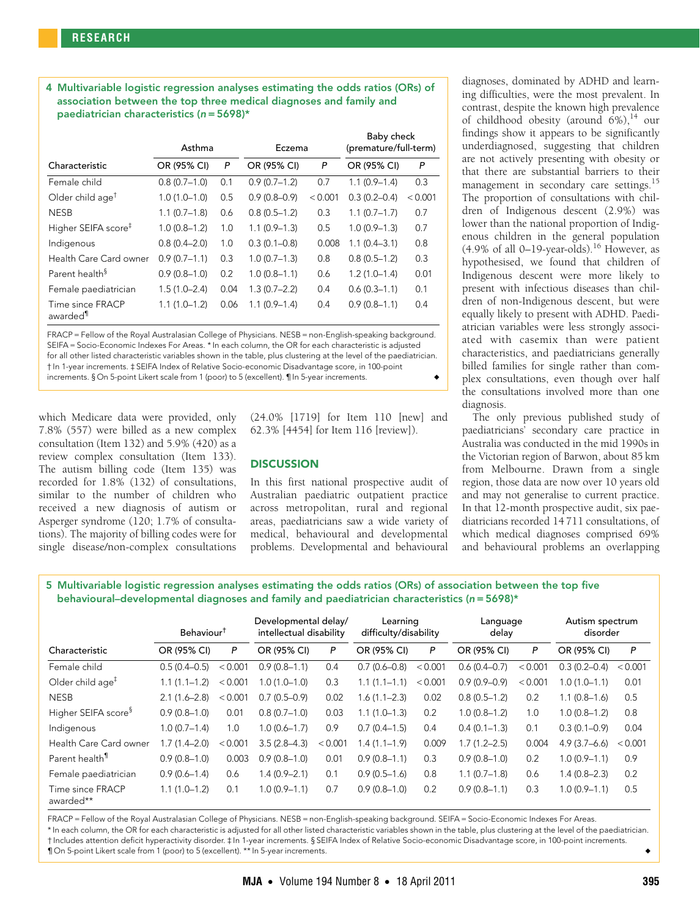**4 Multivariable logistic regression analyses estimating the odds ratios (ORs) of association between the top three medical diagnoses and family and paediatrician characteristics (n = 5698)***

| | Asthma | | Eczema | | Baby check (premature/full-term) | |
|---|---|---|---|---|---|---|
| Characteristic | OR (95% CI) | P | OR (95% CI) | P | OR (95% CI) | P |
| Female child | 0.8 (0.7–1.0) | 0.1 | 0.9 (0.7–1.2) | 0.7 | 1.1 (0.9–1.4) | 0.3 |
| Older child age† | 1.0 (1.0–1.0) | 0.5 | 0.9 (0.8–0.9) | < 0.001 | 0.3 (0.2–0.4) | < 0.001 |
| NESB | 1.1 (0.7–1.8) | 0.6 | 0.8 (0.5–1.2) | 0.3 | 1.1 (0.7–1.7) | 0.7 |
| Higher SEIFA score‡ | 1.0 (0.8–1.2) | 1.0 | 1.1 (0.9–1.3) | 0.5 | 1.0 (0.9–1.3) | 0.7 |
| Indigenous | 0.8 (0.4–2.0) | 1.0 | 0.3 (0.1–0.8) | 0.008 | 1.1 (0.4–3.1) | 0.8 |
| Health Care Card owner | 0.9 (0.7–1.1) | 0.3 | 1.0 (0.7–1.3) | 0.8 | 0.8 (0.5–1.2) | 0.3 |
| Parent health§ | 0.9 (0.8–1.0) | 0.2 | 1.0 (0.8–1.1) | 0.6 | 1.2 (1.0–1.4) | 0.01 |
| Female paediatrician | 1.5 (1.0–2.4) | 0.04 | 1.3 (0.7–2.2) | 0.4 | 0.6 (0.3–1.1) | 0.1 |
| Time since FRACP awarded¶ | 1.1 (1.0–1.2) | 0.06 | 1.1 (0.9–1.4) | 0.4 | 0.9 (0.8–1.1) | 0.4 |

FRACP = Fellow of the Royal Australasian College of Physicians. NESB = non-English-speaking background. SEIFA = Socio-Economic Indexes For Areas. * In each column, the OR for each characteristic is adjusted for all other listed characteristic variables shown in the table, plus clustering at the level of the paediatrician. † In 1-year increments. ‡ SEIFA Index of Relative Socio-economic Disadvantage score, in 100-point increments. § On 5-point Likert scale from 1 (poor) to 5 (excellent). ¶ In 5-year increments.

which Medicare data were provided, only 7.8% (557) were billed as a new complex consultation (Item 132) and 5.9% (420) as a review complex consultation (Item 133). The autism billing code (Item 135) was recorded for 1.8% (132) of consultations, similar to the number of children who received a new diagnosis of autism or Asperger syndrome (120; 1.7% of consultations). The majority of billing codes were for single disease/non-complex consultations (24.0% [1719] for Item 110 [new] and 62.3% [4454] for Item 116 [review]).

## DISCUSSION

In this first national prospective audit of Australian paediatric outpatient practice across metropolitan, rural and regional areas, paediatricians saw a wide variety of medical, behavioural and developmental problems. Developmental and behavioural diagnoses, dominated by ADHD and learning difficulties, were the most prevalent. In contrast, despite the known high prevalence of childhood obesity (around 6%),[14] our findings show it appears to be significantly underdiagnosed, suggesting that children are not actively presenting with obesity or that there are substantial barriers to their management in secondary care settings.[15] The proportion of consultations with children of Indigenous descent (2.9%) was lower than the national proportion of Indigenous children in the general population (4.9% of all 0–19-year-olds).[16] However, as hypothesised, we found that children of Indigenous descent were more likely to present with infectious diseases than children of non-Indigenous descent, but were equally likely to present with ADHD. Paediatrician variables were less strongly associated with casemix than were patient characteristics, and paediatricians generally billed families for single rather than complex consultations, even though over half the consultations involved more than one diagnosis.

The only previous published study of paediatricians' secondary care practice in Australia was conducted in the mid 1990s in the Victorian region of Barwon, about 85 km from Melbourne. Drawn from a single region, those data are now over 10 years old and may not generalise to current practice. In that 12-month prospective audit, six paediatricians recorded 14 711 consultations, of which medical diagnoses comprised 69% and behavioural problems an overlapping

**5 Multivariable logistic regression analyses estimating the odds ratios (ORs) of association between the top five behavioural–developmental diagnoses and family and paediatrician characteristics (n = 5698)***

| | Behaviour† | | Developmental delay/ intellectual disability | | Learning difficulty/disability | | Language delay | | Autism spectrum disorder | |
|---|---|---|---|---|---|---|---|---|---|---|
| Characteristic | OR (95% CI) | P | OR (95% CI) | P | OR (95% CI) | P | OR (95% CI) | P | OR (95% CI) | P |
| Female child | 0.5 (0.4–0.5) | < 0.001 | 0.9 (0.8–1.1) | 0.4 | 0.7 (0.6–0.8) | < 0.001 | 0.6 (0.4–0.7) | < 0.001 | 0.3 (0.2–0.4) | < 0.001 |
| Older child age‡ | 1.1 (1.1–1.2) | < 0.001 | 1.0 (1.0–1.0) | 0.3 | 1.1 (1.1–1.1) | < 0.001 | 0.9 (0.9–0.9) | < 0.001 | 1.0 (1.0–1.1) | 0.01 |
| NESB | 2.1 (1.6–2.8) | < 0.001 | 0.7 (0.5–0.9) | 0.02 | 1.6 (1.1–2.3) | 0.02 | 0.8 (0.5–1.2) | 0.2 | 1.1 (0.8–1.6) | 0.5 |
| Higher SEIFA score§ | 0.9 (0.8–1.0) | 0.01 | 0.8 (0.7–1.0) | 0.03 | 1.1 (1.0–1.3) | 0.2 | 1.0 (0.8–1.2) | 1.0 | 1.0 (0.8–1.2) | 0.8 |
| Indigenous | 1.0 (0.7–1.4) | 1.0 | 1.0 (0.6–1.7) | 0.9 | 0.7 (0.4–1.5) | 0.4 | 0.4 (0.1–1.3) | 0.1 | 0.3 (0.1–0.9) | 0.04 |
| Health Care Card owner | 1.7 (1.4–2.0) | < 0.001 | 3.5 (2.8–4.3) | < 0.001 | 1.4 (1.1–1.9) | 0.009 | 1.7 (1.2–2.5) | 0.004 | 4.9 (3.7–6.6) | < 0.001 |
| Parent health¶ | 0.9 (0.8–1.0) | 0.003 | 0.9 (0.8–1.0) | 0.01 | 0.9 (0.8–1.1) | 0.3 | 0.9 (0.8–1.0) | 0.2 | 1.0 (0.9–1.1) | 0.9 |
| Female paediatrician | 0.9 (0.6–1.4) | 0.6 | 1.4 (0.9–2.1) | 0.1 | 0.9 (0.5–1.6) | 0.8 | 1.1 (0.7–1.8) | 0.6 | 1.4 (0.8–2.3) | 0.2 |
| Time since FRACP awarded** | 1.1 (1.0–1.2) | 0.1 | 1.0 (0.9–1.1) | 0.7 | 0.9 (0.8–1.0) | 0.2 | 0.9 (0.8–1.1) | 0.3 | 1.0 (0.9–1.1) | 0.5 |

FRACP = Fellow of the Royal Australasian College of Physicians. NESB = non-English-speaking background. SEIFA = Socio-Economic Indexes For Areas.
* In each column, the OR for each characteristic is adjusted for all other listed characteristic variables shown in the table, plus clustering at the level of the paediatrician.
† Includes attention deficit hyperactivity disorder. ‡ In 1-year increments. § SEIFA Index of Relative Socio-economic Disadvantage score, in 100-point increments.
¶ On 5-point Likert scale from 1 (poor) to 5 (excellent). ** In 5-year increments.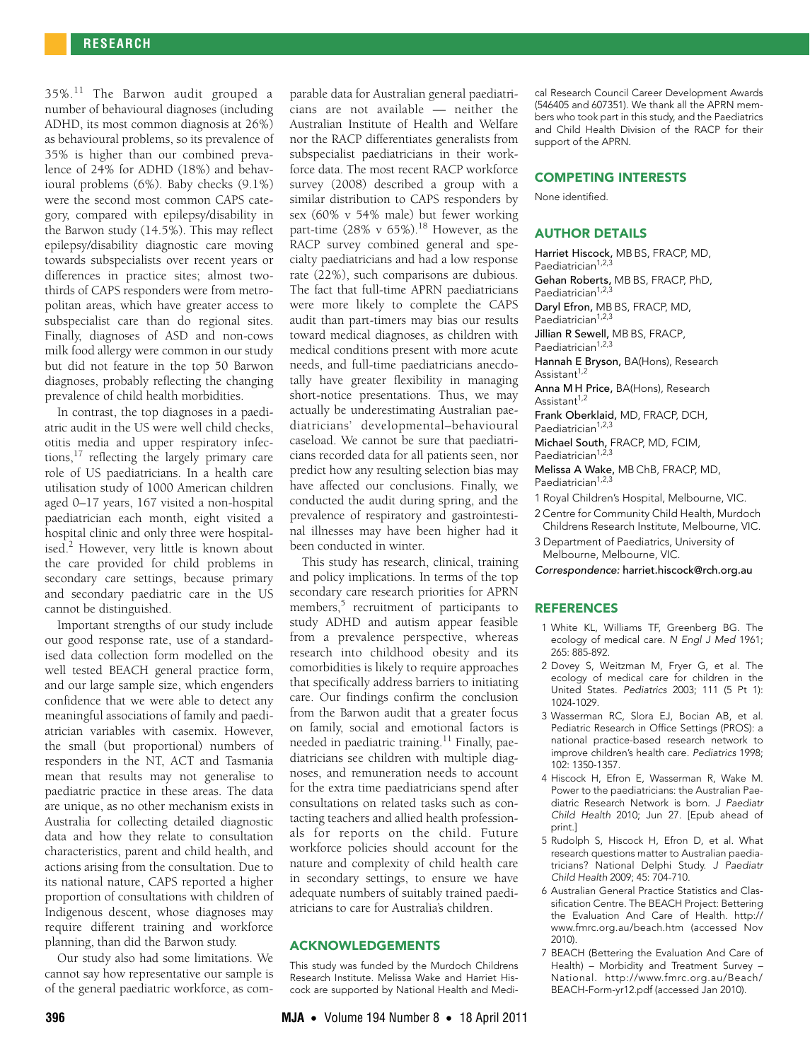35%.[11] The Barwon audit grouped a number of behavioural diagnoses (including ADHD, its most common diagnosis at 26%) as behavioural problems, so its prevalence of 35% is higher than our combined prevalence of 24% for ADHD (18%) and behavioural problems (6%). Baby checks (9.1%) were the second most common CAPS category, compared with epilepsy/disability in the Barwon study (14.5%). This may reflect epilepsy/disability diagnostic care moving towards subspecialists over recent years or differences in practice sites; almost two-thirds of CAPS responders were from metropolitan areas, which have greater access to subspecialist care than do regional sites. Finally, diagnoses of ASD and non-cows milk food allergy were common in our study but did not feature in the top 50 Barwon diagnoses, probably reflecting the changing prevalence of child health morbidities.

In contrast, the top diagnoses in a paediatric audit in the US were well child checks, otitis media and upper respiratory infections,[17] reflecting the largely primary care role of US paediatricians. In a health care utilisation study of 1000 American children aged 0–17 years, 167 visited a non-hospital paediatrician each month, eight visited a hospital clinic and only three were hospitalised.[2] However, very little is known about the care provided for child problems in secondary care settings, because primary and secondary paediatric care in the US cannot be distinguished.

Important strengths of our study include our good response rate, use of a standardised data collection form modelled on the well tested BEACH general practice form, and our large sample size, which engenders confidence that we were able to detect any meaningful associations of family and paediatrician variables with casemix. However, the small (but proportional) numbers of responders in the NT, ACT and Tasmania mean that results may not generalise to paediatric practice in these areas. The data are unique, as no other mechanism exists in Australia for collecting detailed diagnostic data and how they relate to consultation characteristics, parent and child health, and actions arising from the consultation. Due to its national nature, CAPS reported a higher proportion of consultations with children of Indigenous descent, whose diagnoses may require different training and workforce planning, than did the Barwon study.

Our study also had some limitations. We cannot say how representative our sample is of the general paediatric workforce, as comparable data for Australian general paediatricians are not available — neither the Australian Institute of Health and Welfare nor the RACP differentiates generalists from subspecialist paediatricians in their workforce data. The most recent RACP workforce survey (2008) described a group with a similar distribution to CAPS responders by sex (60% v 54% male) but fewer working part-time (28% v 65%).[18] However, as the RACP survey combined general and specialty paediatricians and had a low response rate (22%), such comparisons are dubious. The fact that full-time APRN paediatricians were more likely to complete the CAPS audit than part-timers may bias our results toward medical diagnoses, as children with medical conditions present with more acute needs, and full-time paediatricians anecdotally have greater flexibility in managing short-notice presentations. Thus, we may actually be underestimating Australian paediatricians' developmental–behavioural caseload. We cannot be sure that paediatricians recorded data for all patients seen, nor predict how any resulting selection bias may have affected our conclusions. Finally, we conducted the audit during spring, and the prevalence of respiratory and gastrointestinal illnesses may have been higher had it been conducted in winter.

This study has research, clinical, training and policy implications. In terms of the top secondary care research priorities for APRN members,[5] recruitment of participants to study ADHD and autism appear feasible from a prevalence perspective, whereas research into childhood obesity and its comorbidities is likely to require approaches that specifically address barriers to initiating care. Our findings confirm the conclusion from the Barwon audit that a greater focus on family, social and emotional factors is needed in paediatric training.[11] Finally, paediatricians see children with multiple diagnoses, and remuneration needs to account for the extra time paediatricians spend after consultations on related tasks such as contacting teachers and allied health professionals for reports on the child. Future workforce policies should account for the nature and complexity of child health care in secondary settings, to ensure we have adequate numbers of suitably trained paediatricians to care for Australia's children.

## ACKNOWLEDGEMENTS

This study was funded by the Murdoch Childrens Research Institute. Melissa Wake and Harriet Hiscock are supported by National Health and Medical Research Council Career Development Awards (546405 and 607351). We thank all the APRN members who took part in this study, and the Paediatrics and Child Health Division of the RACP for their support of the APRN.

## COMPETING INTERESTS

None identified.

## AUTHOR DETAILS

**Harriet Hiscock,** MB BS, FRACP, MD, Paediatrician[1,2,3]
**Gehan Roberts,** MB BS, FRACP, PhD, Paediatrician[1,2,3]
**Daryl Efron,** MB BS, FRACP, MD, Paediatrician[1,2,3]
**Jillian R Sewell,** MB BS, FRACP, Paediatrician[1,2,3]
**Hannah E Bryson,** BA(Hons), Research Assistant[1,2]
**Anna M H Price,** BA(Hons), Research Assistant[1,2]
**Frank Oberklaid,** MD, FRACP, DCH, Paediatrician[1,2,3]
**Michael South,** FRACP, MD, FCIM, Paediatrician[1,2,3]
**Melissa A Wake,** MB ChB, FRACP, MD, Paediatrician[1,2,3]

1 Royal Children's Hospital, Melbourne, VIC.
2 Centre for Community Child Health, Murdoch Childrens Research Institute, Melbourne, VIC.
3 Department of Paediatrics, University of Melbourne, Melbourne, VIC.

*Correspondence:* harriet.hiscock@rch.org.au

## REFERENCES

1 White KL, Williams TF, Greenberg BG. The ecology of medical care. *N Engl J Med* 1961; 265: 885-892.

2 Dovey S, Weitzman M, Fryer G, et al. The ecology of medical care for children in the United States. *Pediatrics* 2003; 111 (5 Pt 1): 1024-1029.

3 Wasserman RC, Slora EJ, Bocian AB, et al. Pediatric Research in Office Settings (PROS): a national practice-based research network to improve children's health care. *Pediatrics* 1998; 102: 1350-1357.

4 Hiscock H, Efron E, Wasserman R, Wake M. Power to the paediatricians: the Australian Paediatric Research Network is born. *J Paediatr Child Health* 2010; Jun 27. [Epub ahead of print.]

5 Rudolph S, Hiscock H, Efron D, et al. What research questions matter to Australian paediatricians? National Delphi Study. *J Paediatr Child Health* 2009; 45: 704-710.

6 Australian General Practice Statistics and Classification Centre. The BEACH Project: Bettering the Evaluation And Care of Health. http://www.fmrc.org.au/beach.htm (accessed Nov 2010).

7 BEACH (Bettering the Evaluation And Care of Health) – Morbidity and Treatment Survey – National. http://www.fmrc.org.au/Beach/BEACH-Form-yr12.pdf (accessed Jan 2010).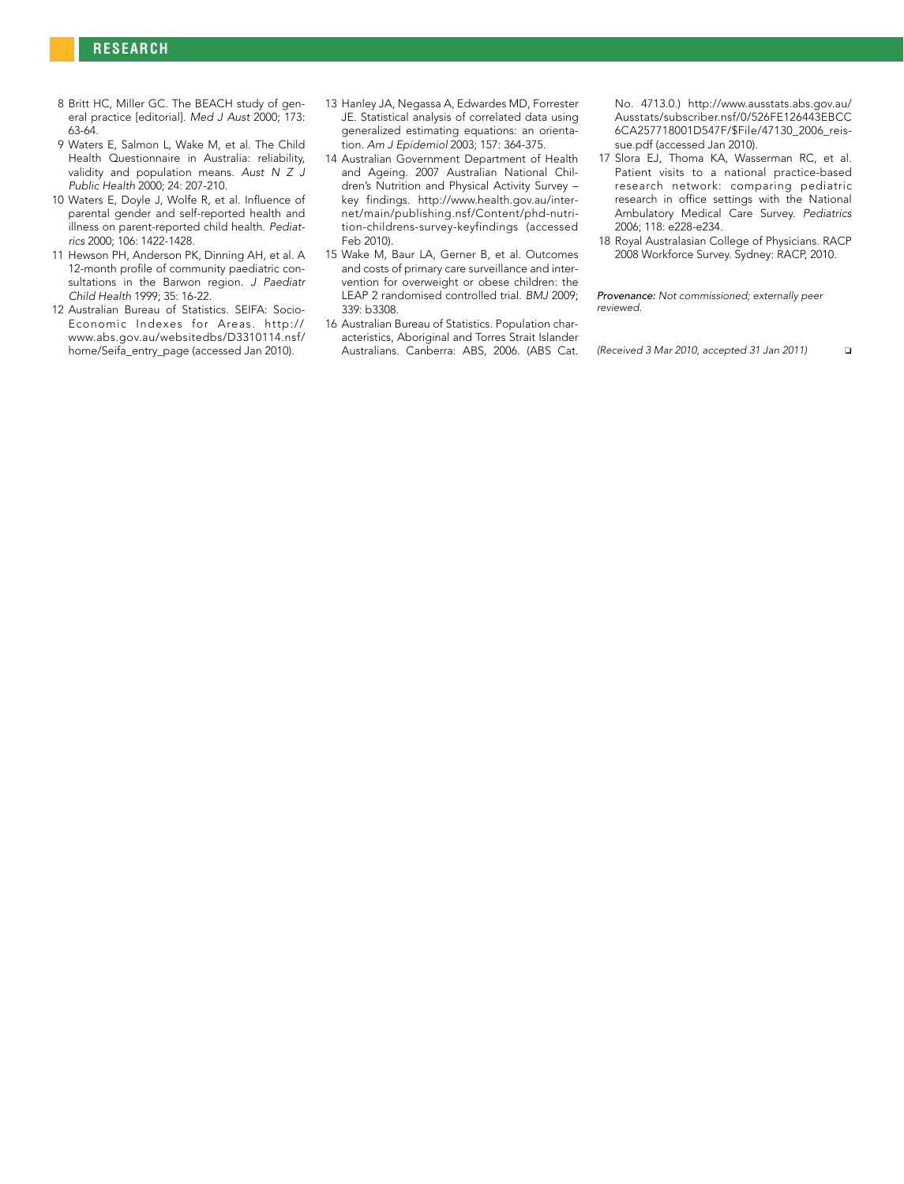8 Britt HC, Miller GC. The BEACH study of general practice [editorial]. *Med J Aust* 2000; 173: 63-64.

9 Waters E, Salmon L, Wake M, et al. The Child Health Questionnaire in Australia: reliability, validity and population means. *Aust N Z J Public Health* 2000; 24: 207-210.

10 Waters E, Doyle J, Wolfe R, et al. Influence of parental gender and self-reported health and illness on parent-reported child health. *Pediatrics* 2000; 106: 1422-1428.

11 Hewson PH, Anderson PK, Dinning AH, et al. A 12-month profile of community paediatric consultations in the Barwon region. *J Paediatr Child Health* 1999; 35: 16-22.

12 Australian Bureau of Statistics. SEIFA: Socio-Economic Indexes for Areas. http://www.abs.gov.au/websitedbs/D3310114.nsf/home/Seifa_entry_page (accessed Jan 2010).

13 Hanley JA, Negassa A, Edwardes MD, Forrester JE. Statistical analysis of correlated data using generalized estimating equations: an orientation. *Am J Epidemiol* 2003; 157: 364-375.

14 Australian Government Department of Health and Ageing. 2007 Australian National Children's Nutrition and Physical Activity Survey – key findings. http://www.health.gov.au/internet/main/publishing.nsf/Content/phd-nutrition-childrens-survey-keyfindings (accessed Feb 2010).

15 Wake M, Baur LA, Gerner B, et al. Outcomes and costs of primary care surveillance and intervention for overweight or obese children: the LEAP 2 randomised controlled trial. *BMJ* 2009; 339: b3308.

16 Australian Bureau of Statistics. Population characteristics, Aboriginal and Torres Strait Islander Australians. Canberra: ABS, 2006. (ABS Cat. No. 4713.0.) http://www.ausstats.abs.gov.au/Ausstats/subscriber.nsf/0/526FE126443EBCC6CA257718001D547F/$File/47130_2006_reissue.pdf (accessed Jan 2010).

17 Slora EJ, Thoma KA, Wasserman RC, et al. Patient visits to a national practice-based research network: comparing pediatric research in office settings with the National Ambulatory Medical Care Survey. *Pediatrics* 2006; 118: e228-e234.

18 Royal Australasian College of Physicians. RACP 2008 Workforce Survey. Sydney: RACP, 2010.

*Provenance:* *Not commissioned; externally peer reviewed.*

*(Received 3 Mar 2010, accepted 31 Jan 2011)* ❑